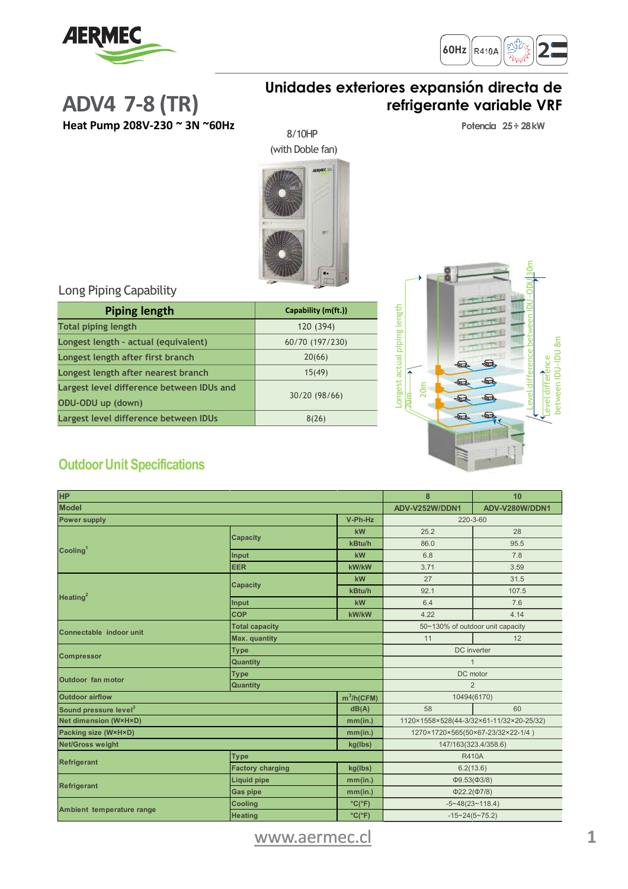# ADV4 7-8 (TR)

**Heat Pump 208V-230 ~ 3N ~60Hz**

## Unidades exteriores expansión directa de refrigerante variable VRF

Potencia 25 ÷ 28 kW

8/10HP
(with Doble fan)

### Long Piping Capability

| Piping length | Capability (m(ft.)) |
|---|---|
| Total piping length | 120 (394) |
| Longest length - actual (equivalent) | 60/70 (197/230) |
| Longest length after first branch | 20(66) |
| Longest length after nearest branch | 15(49) |
| Largest level difference between IDUs and ODU-ODU up (down) | 30/20 (98/66) |
| Largest level difference between IDUs | 8(26) |

Longest actual piping length 70m
20m
Level difference between IDU-ODU 30m
Level difference between IDU-IDU 8m

## Outdoor Unit Specifications

| HP | | | 8 | 10 |
|---|---|---|---|---|
| Model | | | ADV-V252W/DDN1 | ADV-V280W/DDN1 |
| Power supply | | V-Ph-Hz | 220-3-60 | |
| Cooling[1] | Capacity | kW | 25.2 | 28 |
| | | kBtu/h | 86.0 | 95.5 |
| | Input | kW | 6.8 | 7.8 |
| | EER | kW/kW | 3.71 | 3.59 |
| Heating[2] | Capacity | kW | 27 | 31.5 |
| | | kBtu/h | 92.1 | 107.5 |
| | Input | kW | 6.4 | 7.6 |
| | COP | kW/kW | 4.22 | 4.14 |
| Connectable indoor unit | Total capacity | | 50~130% of outdoor unit capacity | |
| | Max. quantity | | 11 | 12 |
| Compressor | Type | | DC inverter | |
| | Quantity | | 1 | |
| Outdoor fan motor | Type | | DC motor | |
| | Quantity | | 2 | |
| Outdoor airflow | | $m^3$/h(CFM) | 10494(6170) | |
| Sound pressure level[3] | | dB(A) | 58 | 60 |
| Net dimension (W×H×D) | | mm(in.) | 1120×1558×528(44-3/32×61-11/32×20-25/32) | |
| Packing size (W×H×D) | | mm(in.) | 1270×1720×565(50×67-23/32×22-1/4 ) | |
| Net/Gross weight | | kg(lbs) | 147/163(323.4/358.6) | |
| Refrigerant | Type | | R410A | |
| | Factory charging | kg(lbs) | 6.2(13.6) | |
| Refrigerant | Liquid pipe | mm(in.) | Φ9.53(Φ3/8) | |
| | Gas pipe | mm(in.) | Φ22.2(Φ7/8) | |
| Ambient temperature range | Cooling | °C(°F) | -5~48(23~118.4) | |
| | Heating | °C(°F) | -15~24(5~75.2) | |

www.aermec.cl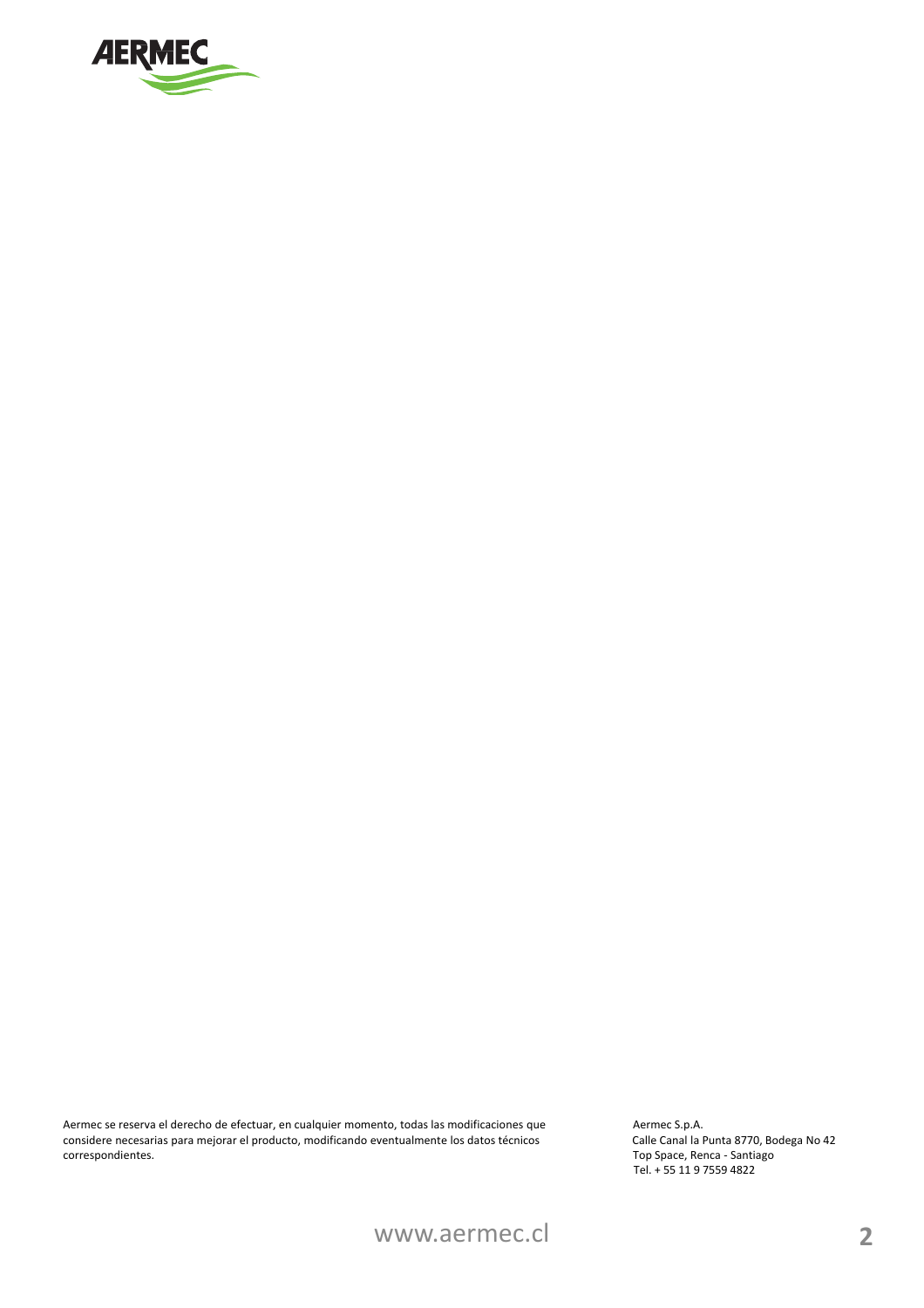Aermec se reserva el derecho de efectuar, en cualquier momento, todas las modificaciones que considere necesarias para mejorar el producto, modificando eventualmente los datos técnicos correspondientes.

Aermec S.p.A.
Calle Canal la Punta 8770, Bodega No 42
Top Space, Renca - Santiago
Tel. + 55 11 9 7559 4822

www.aermec.cl